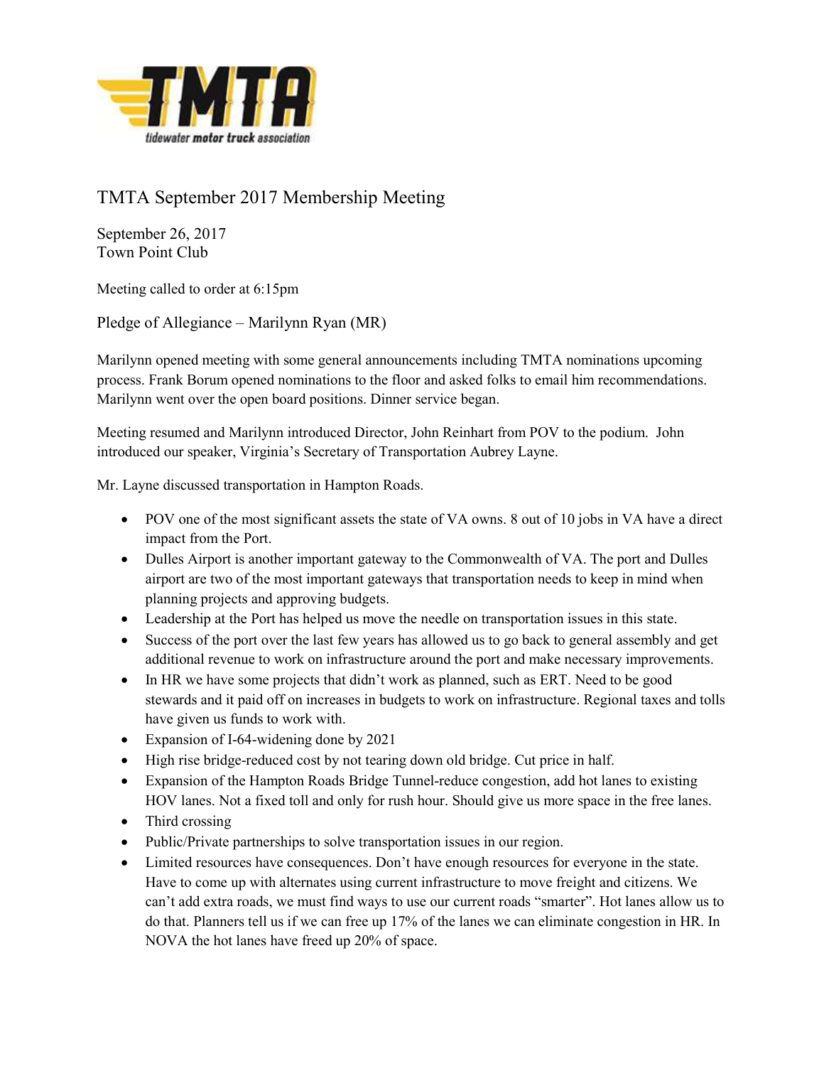# TMTA September 2017 Membership Meeting

September 26, 2017
Town Point Club

Meeting called to order at 6:15pm

## Pledge of Allegiance – Marilynn Ryan (MR)

Marilynn opened meeting with some general announcements including TMTA nominations upcoming process. Frank Borum opened nominations to the floor and asked folks to email him recommendations. Marilynn went over the open board positions. Dinner service began.

Meeting resumed and Marilynn introduced Director, John Reinhart from POV to the podium. John introduced our speaker, Virginia's Secretary of Transportation Aubrey Layne.

Mr. Layne discussed transportation in Hampton Roads.

- POV one of the most significant assets the state of VA owns. 8 out of 10 jobs in VA have a direct impact from the Port.
- Dulles Airport is another important gateway to the Commonwealth of VA. The port and Dulles airport are two of the most important gateways that transportation needs to keep in mind when planning projects and approving budgets.
- Leadership at the Port has helped us move the needle on transportation issues in this state.
- Success of the port over the last few years has allowed us to go back to general assembly and get additional revenue to work on infrastructure around the port and make necessary improvements.
- In HR we have some projects that didn't work as planned, such as ERT. Need to be good stewards and it paid off on increases in budgets to work on infrastructure. Regional taxes and tolls have given us funds to work with.
- Expansion of I-64-widening done by 2021
- High rise bridge-reduced cost by not tearing down old bridge. Cut price in half.
- Expansion of the Hampton Roads Bridge Tunnel-reduce congestion, add hot lanes to existing HOV lanes. Not a fixed toll and only for rush hour. Should give us more space in the free lanes.
- Third crossing
- Public/Private partnerships to solve transportation issues in our region.
- Limited resources have consequences. Don't have enough resources for everyone in the state. Have to come up with alternates using current infrastructure to move freight and citizens. We can't add extra roads, we must find ways to use our current roads "smarter". Hot lanes allow us to do that. Planners tell us if we can free up 17% of the lanes we can eliminate congestion in HR. In NOVA the hot lanes have freed up 20% of space.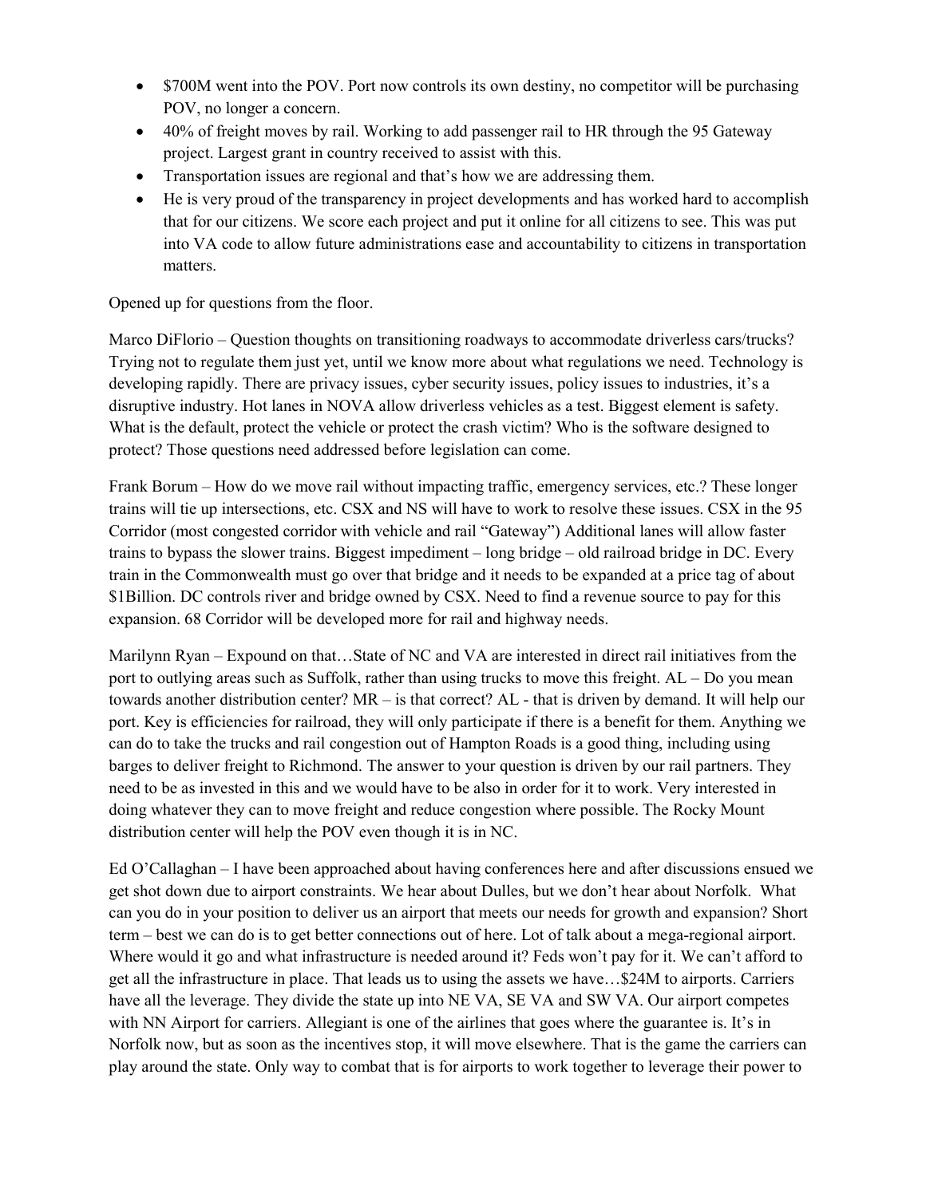- $700M went into the POV. Port now controls its own destiny, no competitor will be purchasing POV, no longer a concern.
- 40% of freight moves by rail. Working to add passenger rail to HR through the 95 Gateway project. Largest grant in country received to assist with this.
- Transportation issues are regional and that's how we are addressing them.
- He is very proud of the transparency in project developments and has worked hard to accomplish that for our citizens. We score each project and put it online for all citizens to see. This was put into VA code to allow future administrations ease and accountability to citizens in transportation matters.

Opened up for questions from the floor.

Marco DiFlorio – Question thoughts on transitioning roadways to accommodate driverless cars/trucks? Trying not to regulate them just yet, until we know more about what regulations we need. Technology is developing rapidly. There are privacy issues, cyber security issues, policy issues to industries, it's a disruptive industry. Hot lanes in NOVA allow driverless vehicles as a test. Biggest element is safety. What is the default, protect the vehicle or protect the crash victim? Who is the software designed to protect? Those questions need addressed before legislation can come.

Frank Borum – How do we move rail without impacting traffic, emergency services, etc.? These longer trains will tie up intersections, etc. CSX and NS will have to work to resolve these issues. CSX in the 95 Corridor (most congested corridor with vehicle and rail "Gateway") Additional lanes will allow faster trains to bypass the slower trains. Biggest impediment – long bridge – old railroad bridge in DC. Every train in the Commonwealth must go over that bridge and it needs to be expanded at a price tag of about $1Billion. DC controls river and bridge owned by CSX. Need to find a revenue source to pay for this expansion. 68 Corridor will be developed more for rail and highway needs.

Marilynn Ryan – Expound on that…State of NC and VA are interested in direct rail initiatives from the port to outlying areas such as Suffolk, rather than using trucks to move this freight. AL – Do you mean towards another distribution center? MR – is that correct? AL - that is driven by demand. It will help our port. Key is efficiencies for railroad, they will only participate if there is a benefit for them. Anything we can do to take the trucks and rail congestion out of Hampton Roads is a good thing, including using barges to deliver freight to Richmond. The answer to your question is driven by our rail partners. They need to be as invested in this and we would have to be also in order for it to work. Very interested in doing whatever they can to move freight and reduce congestion where possible. The Rocky Mount distribution center will help the POV even though it is in NC.

Ed O'Callaghan – I have been approached about having conferences here and after discussions ensued we get shot down due to airport constraints. We hear about Dulles, but we don't hear about Norfolk. What can you do in your position to deliver us an airport that meets our needs for growth and expansion? Short term – best we can do is to get better connections out of here. Lot of talk about a mega-regional airport. Where would it go and what infrastructure is needed around it? Feds won't pay for it. We can't afford to get all the infrastructure in place. That leads us to using the assets we have…$24M to airports. Carriers have all the leverage. They divide the state up into NE VA, SE VA and SW VA. Our airport competes with NN Airport for carriers. Allegiant is one of the airlines that goes where the guarantee is. It's in Norfolk now, but as soon as the incentives stop, it will move elsewhere. That is the game the carriers can play around the state. Only way to combat that is for airports to work together to leverage their power to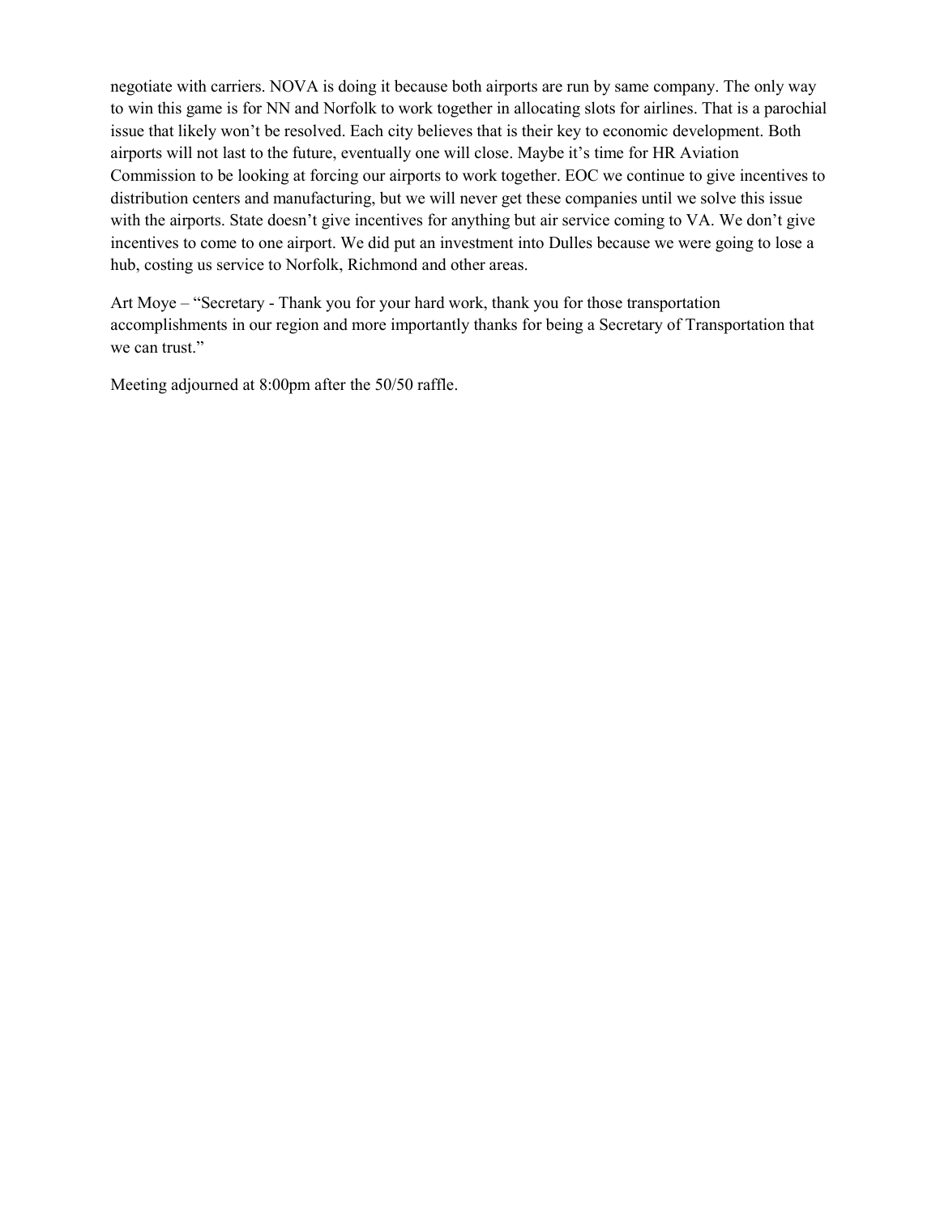negotiate with carriers. NOVA is doing it because both airports are run by same company. The only way to win this game is for NN and Norfolk to work together in allocating slots for airlines. That is a parochial issue that likely won't be resolved. Each city believes that is their key to economic development. Both airports will not last to the future, eventually one will close. Maybe it's time for HR Aviation Commission to be looking at forcing our airports to work together. EOC we continue to give incentives to distribution centers and manufacturing, but we will never get these companies until we solve this issue with the airports. State doesn't give incentives for anything but air service coming to VA. We don't give incentives to come to one airport. We did put an investment into Dulles because we were going to lose a hub, costing us service to Norfolk, Richmond and other areas.

Art Moye – "Secretary - Thank you for your hard work, thank you for those transportation accomplishments in our region and more importantly thanks for being a Secretary of Transportation that we can trust."

Meeting adjourned at 8:00pm after the 50/50 raffle.